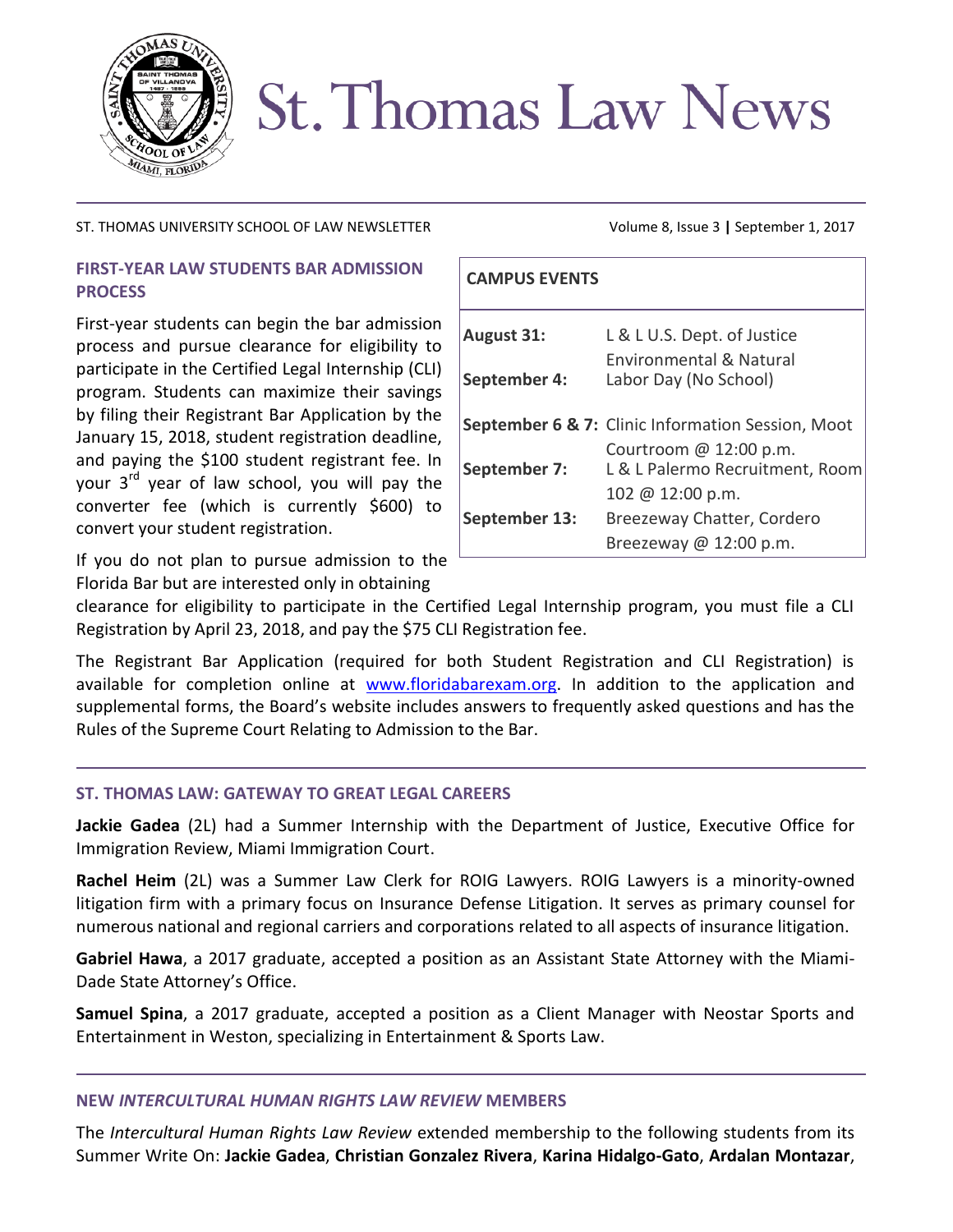# St. Thomas Law News

ST. THOMAS UNIVERSITY SCHOOL OF LAW NEWSLETTER — Volume 8, Issue 3 | September 1, 2017

## FIRST-YEAR LAW STUDENTS BAR ADMISSION PROCESS

First-year students can begin the bar admission process and pursue clearance for eligibility to participate in the Certified Legal Internship (CLI) program. Students can maximize their savings by filing their Registrant Bar Application by the January 15, 2018, student registration deadline, and paying the $100 student registrant fee. In your 3rd year of law school, you will pay the converter fee (which is currently $600) to convert your student registration.

If you do not plan to pursue admission to the Florida Bar but are interested only in obtaining clearance for eligibility to participate in the Certified Legal Internship program, you must file a CLI Registration by April 23, 2018, and pay the $75 CLI Registration fee.

The Registrant Bar Application (required for both Student Registration and CLI Registration) is available for completion online at [www.floridabarexam.org](www.floridabarexam.org). In addition to the application and supplemental forms, the Board's website includes answers to frequently asked questions and has the Rules of the Supreme Court Relating to Admission to the Bar.

## CAMPUS EVENTS

| | |
|---|---|
| **August 31:** | L & L U.S. Dept. of Justice Environmental & Natural |
| **September 4:** | Labor Day (No School) |
| **September 6 & 7:** | Clinic Information Session, Moot Courtroom @ 12:00 p.m. |
| **September 7:** | L & L Palermo Recruitment, Room 102 @ 12:00 p.m. |
| **September 13:** | Breezeway Chatter, Cordero Breezeway @ 12:00 p.m. |

## ST. THOMAS LAW: GATEWAY TO GREAT LEGAL CAREERS

**Jackie Gadea** (2L) had a Summer Internship with the Department of Justice, Executive Office for Immigration Review, Miami Immigration Court.

**Rachel Heim** (2L) was a Summer Law Clerk for ROIG Lawyers. ROIG Lawyers is a minority-owned litigation firm with a primary focus on Insurance Defense Litigation. It serves as primary counsel for numerous national and regional carriers and corporations related to all aspects of insurance litigation.

**Gabriel Hawa**, a 2017 graduate, accepted a position as an Assistant State Attorney with the Miami-Dade State Attorney's Office.

**Samuel Spina**, a 2017 graduate, accepted a position as a Client Manager with Neostar Sports and Entertainment in Weston, specializing in Entertainment & Sports Law.

## NEW *INTERCULTURAL HUMAN RIGHTS LAW REVIEW* MEMBERS

The *Intercultural Human Rights Law Review* extended membership to the following students from its Summer Write On: **Jackie Gadea**, **Christian Gonzalez Rivera**, **Karina Hidalgo-Gato**, **Ardalan Montazar**,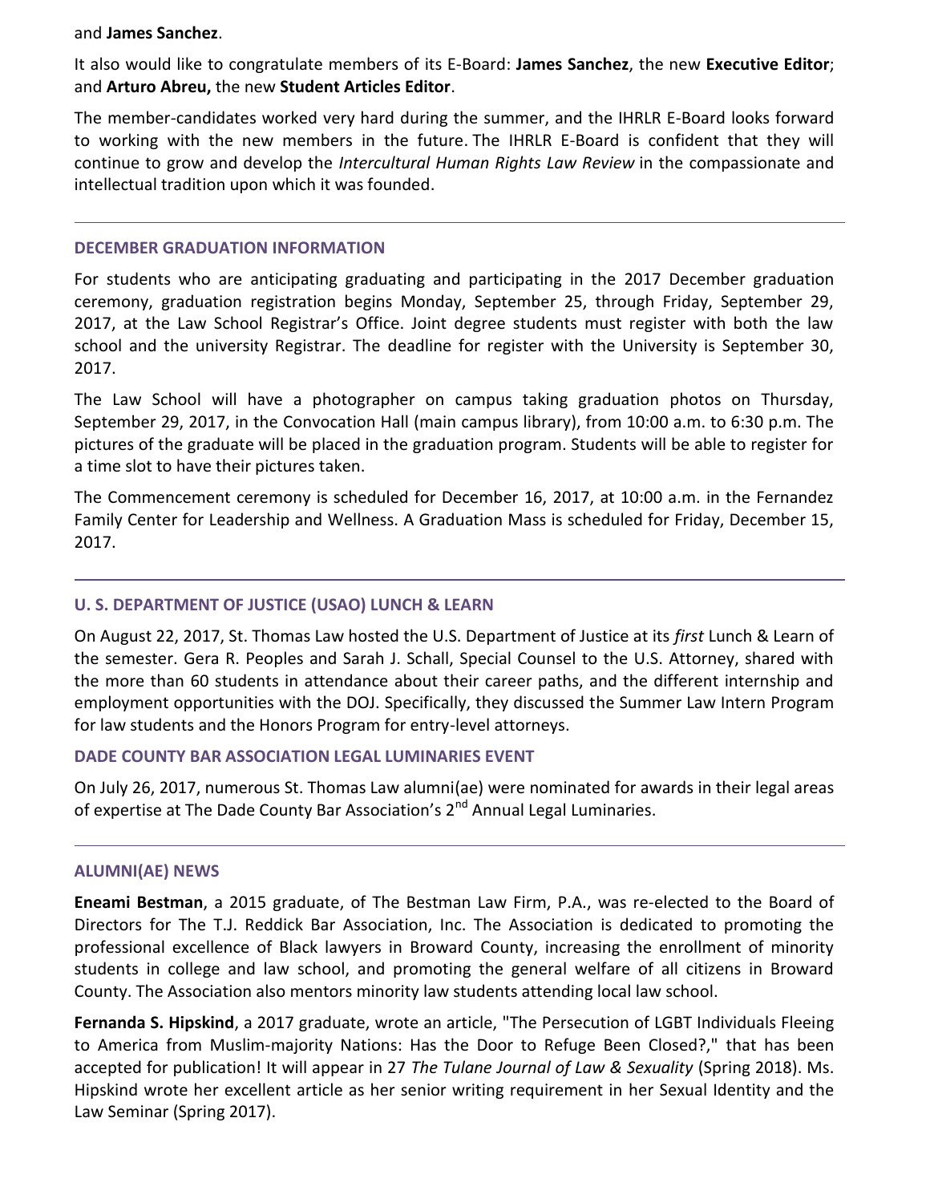and **James Sanchez**.

It also would like to congratulate members of its E-Board: **James Sanchez**, the new **Executive Editor**; and **Arturo Abreu,** the new **Student Articles Editor**.

The member-candidates worked very hard during the summer, and the IHRLR E-Board looks forward to working with the new members in the future. The IHRLR E-Board is confident that they will continue to grow and develop the *Intercultural Human Rights Law Review* in the compassionate and intellectual tradition upon which it was founded.

---

### DECEMBER GRADUATION INFORMATION

For students who are anticipating graduating and participating in the 2017 December graduation ceremony, graduation registration begins Monday, September 25, through Friday, September 29, 2017, at the Law School Registrar's Office. Joint degree students must register with both the law school and the university Registrar. The deadline for register with the University is September 30, 2017.

The Law School will have a photographer on campus taking graduation photos on Thursday, September 29, 2017, in the Convocation Hall (main campus library), from 10:00 a.m. to 6:30 p.m. The pictures of the graduate will be placed in the graduation program. Students will be able to register for a time slot to have their pictures taken.

The Commencement ceremony is scheduled for December 16, 2017, at 10:00 a.m. in the Fernandez Family Center for Leadership and Wellness. A Graduation Mass is scheduled for Friday, December 15, 2017.

---

### U. S. DEPARTMENT OF JUSTICE (USAO) LUNCH & LEARN

On August 22, 2017, St. Thomas Law hosted the U.S. Department of Justice at its *first* Lunch & Learn of the semester. Gera R. Peoples and Sarah J. Schall, Special Counsel to the U.S. Attorney, shared with the more than 60 students in attendance about their career paths, and the different internship and employment opportunities with the DOJ. Specifically, they discussed the Summer Law Intern Program for law students and the Honors Program for entry-level attorneys.

### DADE COUNTY BAR ASSOCIATION LEGAL LUMINARIES EVENT

On July 26, 2017, numerous St. Thomas Law alumni(ae) were nominated for awards in their legal areas of expertise at The Dade County Bar Association's 2nd Annual Legal Luminaries.

---

### ALUMNI(AE) NEWS

**Eneami Bestman**, a 2015 graduate, of The Bestman Law Firm, P.A., was re-elected to the Board of Directors for The T.J. Reddick Bar Association, Inc. The Association is dedicated to promoting the professional excellence of Black lawyers in Broward County, increasing the enrollment of minority students in college and law school, and promoting the general welfare of all citizens in Broward County. The Association also mentors minority law students attending local law school.

**Fernanda S. Hipskind**, a 2017 graduate, wrote an article, "The Persecution of LGBT Individuals Fleeing to America from Muslim-majority Nations: Has the Door to Refuge Been Closed?," that has been accepted for publication! It will appear in 27 *The Tulane Journal of Law & Sexuality* (Spring 2018). Ms. Hipskind wrote her excellent article as her senior writing requirement in her Sexual Identity and the Law Seminar (Spring 2017).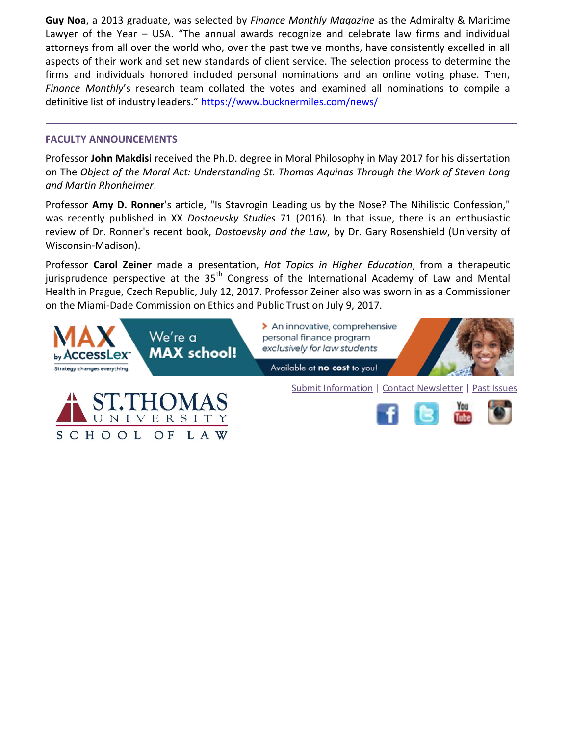**Guy Noa**, a 2013 graduate, was selected by *Finance Monthly Magazine* as the Admiralty & Maritime Lawyer of the Year – USA. "The annual awards recognize and celebrate law firms and individual attorneys from all over the world who, over the past twelve months, have consistently excelled in all aspects of their work and set new standards of client service. The selection process to determine the firms and individuals honored included personal nominations and an online voting phase. Then, *Finance Monthly*'s research team collated the votes and examined all nominations to compile a definitive list of industry leaders." https://www.bucknermiles.com/news/

---

## FACULTY ANNOUNCEMENTS

Professor **John Makdisi** received the Ph.D. degree in Moral Philosophy in May 2017 for his dissertation on The *Object of the Moral Act: Understanding St. Thomas Aquinas Through the Work of Steven Long and Martin Rhonheimer*.

Professor **Amy D. Ronner**'s article, "Is Stavrogin Leading us by the Nose? The Nihilistic Confession," was recently published in XX *Dostoevsky Studies* 71 (2016). In that issue, there is an enthusiastic review of Dr. Ronner's recent book, *Dostoevsky and the Law*, by Dr. Gary Rosenshield (University of Wisconsin-Madison).

Professor **Carol Zeiner** made a presentation, *Hot Topics in Higher Education*, from a therapeutic jurisprudence perspective at the 35th Congress of the International Academy of Law and Mental Health in Prague, Czech Republic, July 12, 2017. Professor Zeiner also was sworn in as a Commissioner on the Miami-Dade Commission on Ethics and Public Trust on July 9, 2017.

MAX by AccessLex
Strategy changes everything.
We're a MAX school!
An innovative, comprehensive personal finance program *exclusively for law students*
Available at **no cost** to you!

Submit Information | Contact Newsletter | Past Issues

ST. THOMAS UNIVERSITY SCHOOL OF LAW